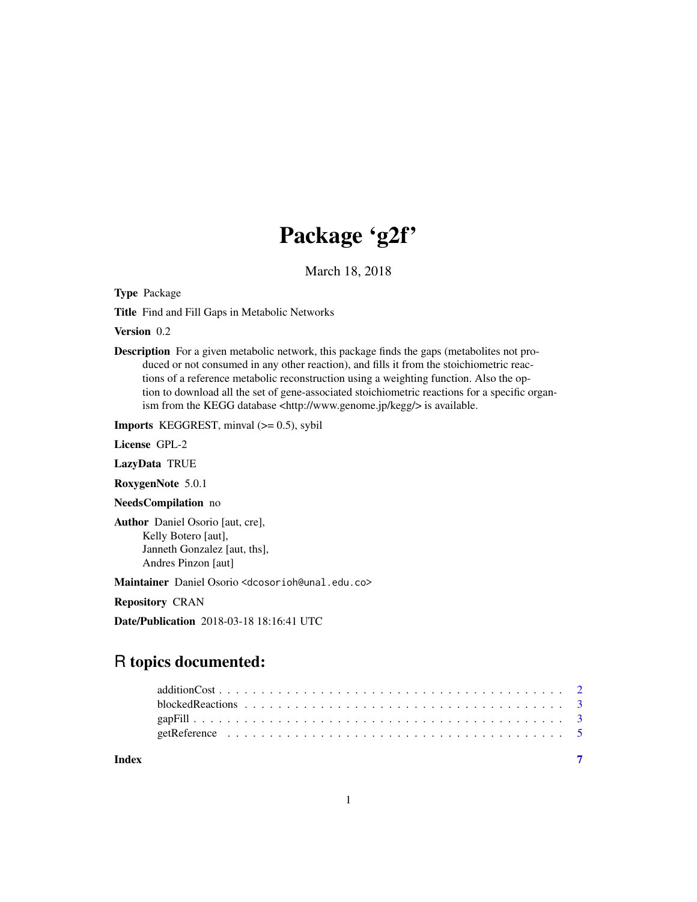# Package 'g2f'

March 18, 2018

**Type** Package

**Title** Find and Fill Gaps in Metabolic Networks

**Version** 0.2

**Description** For a given metabolic network, this package finds the gaps (metabolites not produced or not consumed in any other reaction), and fills it from the stoichiometric reactions of a reference metabolic reconstruction using a weighting function. Also the option to download all the set of gene-associated stoichiometric reactions for a specific organism from the KEGG database <http://www.genome.jp/kegg/> is available.

**Imports** KEGGREST, minval (>= 0.5), sybil

**License** GPL-2

**LazyData** TRUE

**RoxygenNote** 5.0.1

**NeedsCompilation** no

**Author** Daniel Osorio [aut, cre],
Kelly Botero [aut],
Janneth Gonzalez [aut, ths],
Andres Pinzon [aut]

**Maintainer** Daniel Osorio <dcosorioh@unal.edu.co>

**Repository** CRAN

**Date/Publication** 2018-03-18 18:16:41 UTC

## R topics documented:

- additionCost . . . . . . . . . . . . . . . . . . . . . . . . . . . . . . . . . . . . . . . . 2
- blockedReactions . . . . . . . . . . . . . . . . . . . . . . . . . . . . . . . . . . . . . 3
- gapFill . . . . . . . . . . . . . . . . . . . . . . . . . . . . . . . . . . . . . . . . . . . 3
- getReference . . . . . . . . . . . . . . . . . . . . . . . . . . . . . . . . . . . . . . . . 5

**Index** 7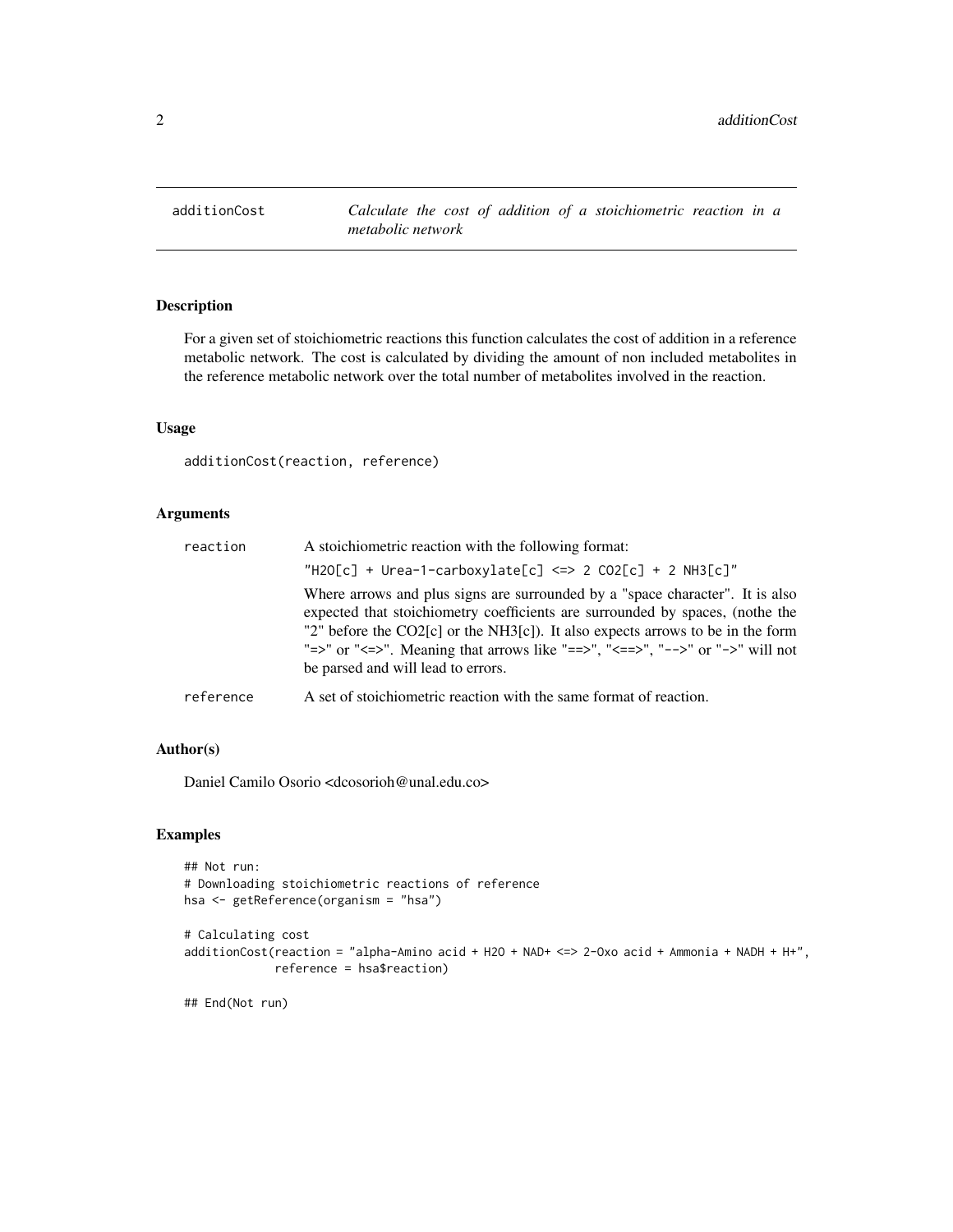## additionCost — *Calculate the cost of addition of a stoichiometric reaction in a metabolic network*

### Description

For a given set of stoichiometric reactions this function calculates the cost of addition in a reference metabolic network. The cost is calculated by dividing the amount of non included metabolites in the reference metabolic network over the total number of metabolites involved in the reaction.

### Usage

```
additionCost(reaction, reference)
```

### Arguments

| | |
|---|---|
| reaction | A stoichiometric reaction with the following format: `"H2O[c] + Urea-1-carboxylate[c] <=> 2 CO2[c] + 2 NH3[c]"` Where arrows and plus signs are surrounded by a "space character". It is also expected that stoichiometry coefficients are surrounded by spaces, (nothe the "2" before the CO2[c] or the NH3[c]). It also expects arrows to be in the form "=>" or "<=>". Meaning that arrows like "==>", "<==>", "-->" or "->" will not be parsed and will lead to errors. |
| reference | A set of stoichiometric reaction with the same format of reaction. |

### Author(s)

Daniel Camilo Osorio <dcosorioh@unal.edu.co>

### Examples

```
## Not run:
# Downloading stoichiometric reactions of reference
hsa <- getReference(organism = "hsa")

# Calculating cost
additionCost(reaction = "alpha-Amino acid + H2O + NAD+ <=> 2-Oxo acid + Ammonia + NADH + H+",
             reference = hsa$reaction)

## End(Not run)
```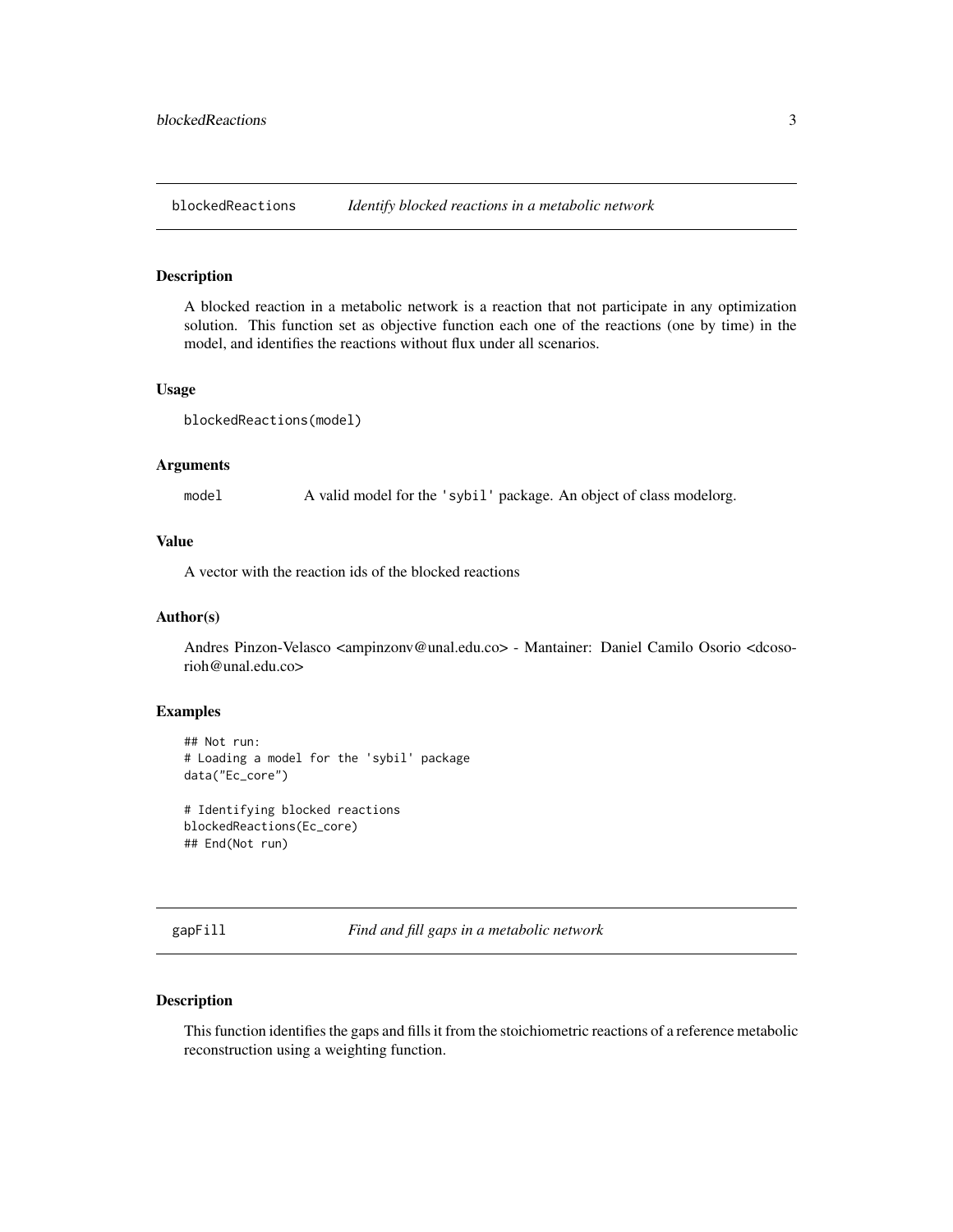## blockedReactions — *Identify blocked reactions in a metabolic network*

### Description

A blocked reaction in a metabolic network is a reaction that not participate in any optimization solution. This function set as objective function each one of the reactions (one by time) in the model, and identifies the reactions without flux under all scenarios.

### Usage

```
blockedReactions(model)
```

### Arguments

| | |
|---|---|
| `model` | A valid model for the 'sybil' package. An object of class modelorg. |

### Value

A vector with the reaction ids of the blocked reactions

### Author(s)

Andres Pinzon-Velasco <ampinzonv@unal.edu.co> - Mantainer: Daniel Camilo Osorio <dcosorioh@unal.edu.co>

### Examples

```
## Not run:
# Loading a model for the 'sybil' package
data("Ec_core")

# Identifying blocked reactions
blockedReactions(Ec_core)
## End(Not run)
```

## gapFill — *Find and fill gaps in a metabolic network*

### Description

This function identifies the gaps and fills it from the stoichiometric reactions of a reference metabolic reconstruction using a weighting function.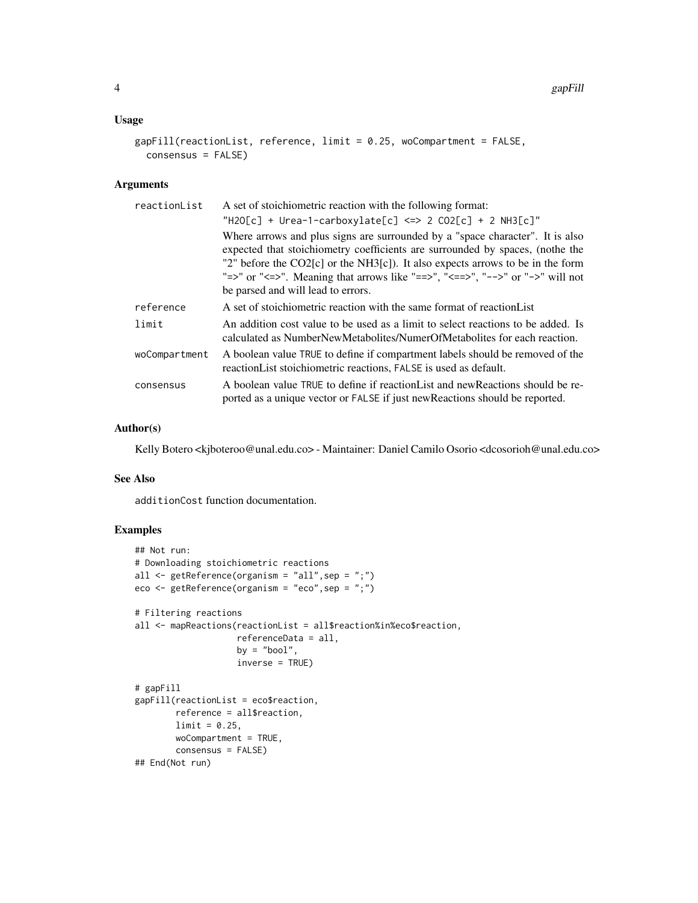### Usage

```
gapFill(reactionList, reference, limit = 0.25, woCompartment = FALSE,
  consensus = FALSE)
```

### Arguments

| | |
|---|---|
| reactionList | A set of stoichiometric reaction with the following format: `"H2O[c] + Urea-1-carboxylate[c] <=> 2 CO2[c] + 2 NH3[c]"` Where arrows and plus signs are surrounded by a "space character". It is also expected that stoichiometry coefficients are surrounded by spaces, (nothe the "2" before the CO2[c] or the NH3[c]). It also expects arrows to be in the form "=>" or "<=>". Meaning that arrows like "==>", "<==>", "-->" or "->" will not be parsed and will lead to errors. |
| reference | A set of stoichiometric reaction with the same format of reactionList |
| limit | An addition cost value to be used as a limit to select reactions to be added. Is calculated as NumberNewMetabolites/NumerOfMetabolites for each reaction. |
| woCompartment | A boolean value TRUE to define if compartment labels should be removed of the reactionList stoichiometric reactions, FALSE is used as default. |
| consensus | A boolean value TRUE to define if reactionList and newReactions should be reported as a unique vector or FALSE if just newReactions should be reported. |

### Author(s)

Kelly Botero <kjboteroo@unal.edu.co> - Maintainer: Daniel Camilo Osorio <dcosorioh@unal.edu.co>

### See Also

additionCost function documentation.

### Examples

```
## Not run:
# Downloading stoichiometric reactions
all <- getReference(organism = "all",sep = ";")
eco <- getReference(organism = "eco",sep = ";")

# Filtering reactions
all <- mapReactions(reactionList = all$reaction%in%eco$reaction,
                    referenceData = all,
                    by = "bool",
                    inverse = TRUE)

# gapFill
gapFill(reactionList = eco$reaction,
        reference = all$reaction,
        limit = 0.25,
        woCompartment = TRUE,
        consensus = FALSE)
## End(Not run)
```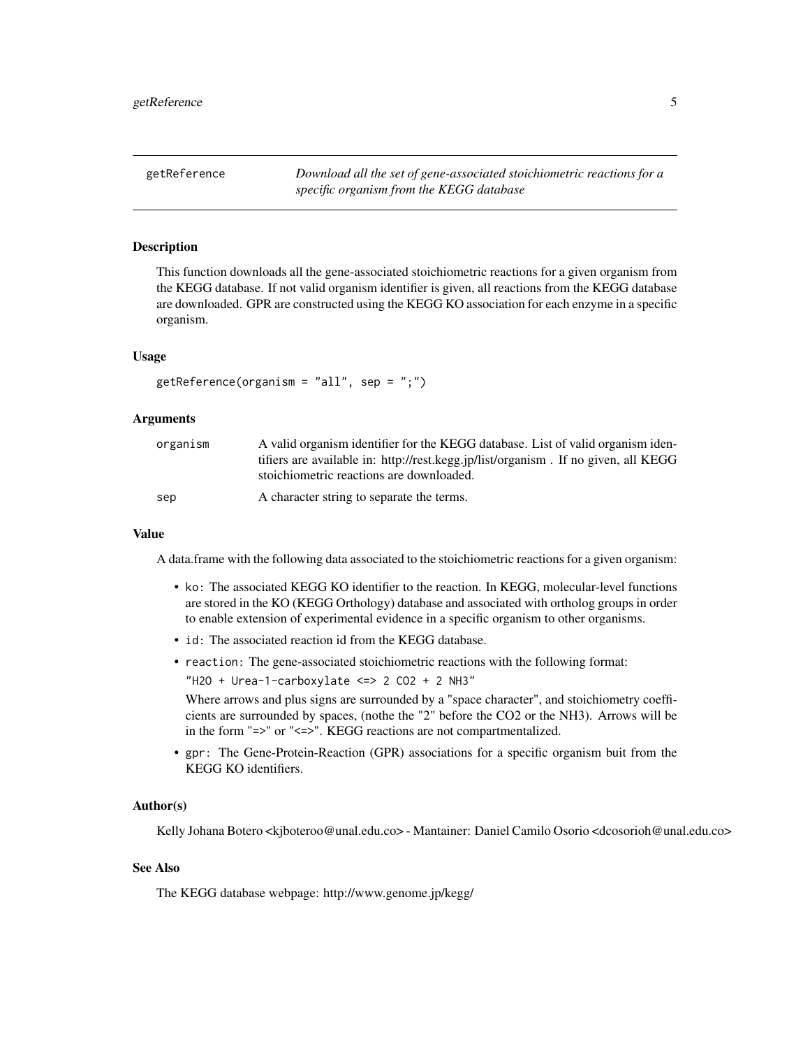## getReference — *Download all the set of gene-associated stoichiometric reactions for a specific organism from the KEGG database*

### Description

This function downloads all the gene-associated stoichiometric reactions for a given organism from the KEGG database. If not valid organism identifier is given, all reactions from the KEGG database are downloaded. GPR are constructed using the KEGG KO association for each enzyme in a specific organism.

### Usage

```
getReference(organism = "all", sep = ";")
```

### Arguments

| | |
|---|---|
| organism | A valid organism identifier for the KEGG database. List of valid organism identifiers are available in: http://rest.kegg.jp/list/organism . If no given, all KEGG stoichiometric reactions are downloaded. |
| sep | A character string to separate the terms. |

### Value

A data.frame with the following data associated to the stoichiometric reactions for a given organism:

- `ko`: The associated KEGG KO identifier to the reaction. In KEGG, molecular-level functions are stored in the KO (KEGG Orthology) database and associated with ortholog groups in order to enable extension of experimental evidence in a specific organism to other organisms.
- `id`: The associated reaction id from the KEGG database.
- `reaction`: The gene-associated stoichiometric reactions with the following format:

  `"H2O + Urea-1-carboxylate <=> 2 CO2 + 2 NH3"`

  Where arrows and plus signs are surrounded by a "space character", and stoichiometry coefficients are surrounded by spaces, (nothe the "2" before the CO2 or the NH3). Arrows will be in the form "=>" or "<=>". KEGG reactions are not compartmentalized.
- `gpr`: The Gene-Protein-Reaction (GPR) associations for a specific organism buit from the KEGG KO identifiers.

### Author(s)

Kelly Johana Botero <kjboteroo@unal.edu.co> - Mantainer: Daniel Camilo Osorio <dcosorioh@unal.edu.co>

### See Also

The KEGG database webpage: http://www.genome.jp/kegg/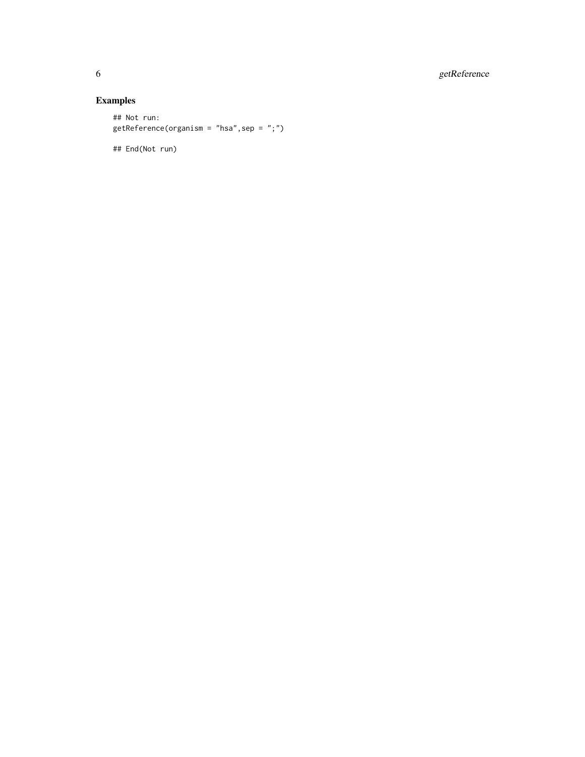## Examples

```
## Not run:
getReference(organism = "hsa",sep = ";")

## End(Not run)
```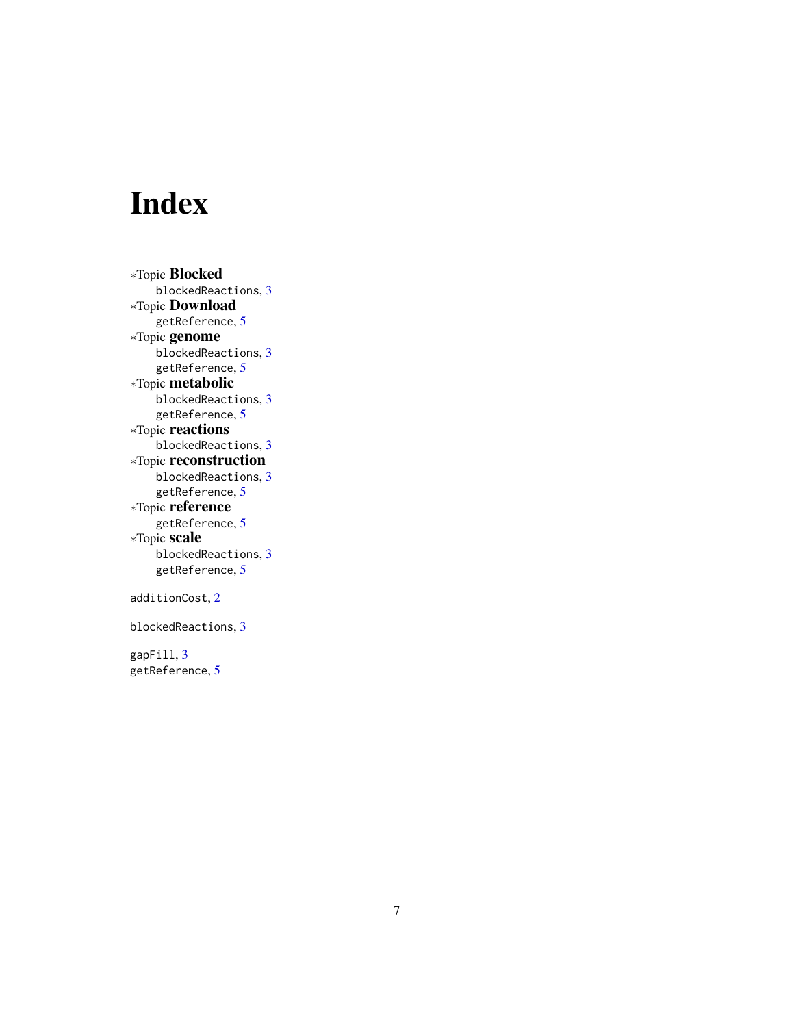# Index

*Topic **Blocked**
    blockedReactions, 3
*Topic **Download**
    getReference, 5
*Topic **genome**
    blockedReactions, 3
    getReference, 5
*Topic **metabolic**
    blockedReactions, 3
    getReference, 5
*Topic **reactions**
    blockedReactions, 3
*Topic **reconstruction**
    blockedReactions, 3
    getReference, 5
*Topic **reference**
    getReference, 5
*Topic **scale**
    blockedReactions, 3
    getReference, 5

additionCost, 2

blockedReactions, 3

gapFill, 3
getReference, 5